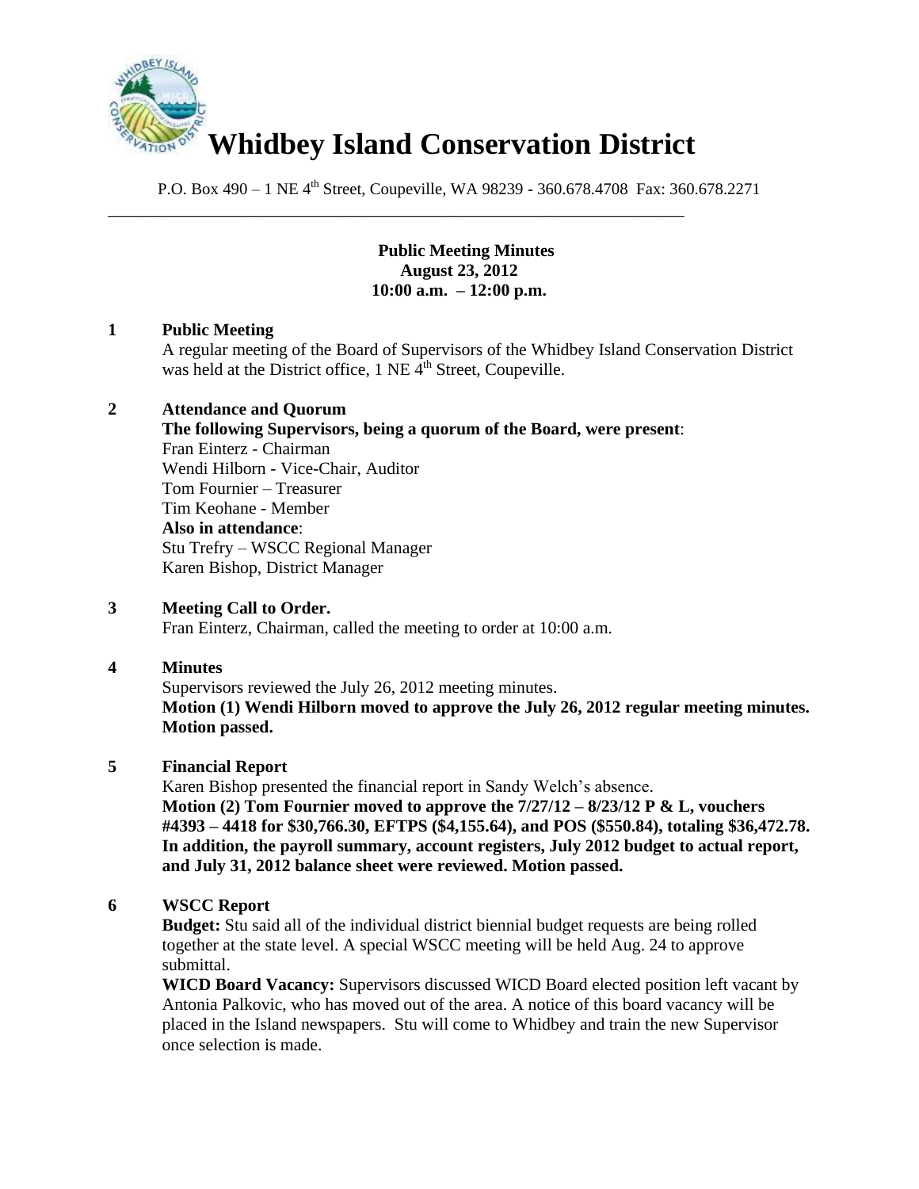# Whidbey Island Conservation District

P.O. Box 490 – 1 NE 4th Street, Coupeville, WA 98239 - 360.678.4708 Fax: 360.678.2271

---

**Public Meeting Minutes**
**August 23, 2012**
**10:00 a.m. – 12:00 p.m.**

**1 Public Meeting**

A regular meeting of the Board of Supervisors of the Whidbey Island Conservation District was held at the District office, 1 NE 4th Street, Coupeville.

**2 Attendance and Quorum**

**The following Supervisors, being a quorum of the Board, were present**:
Fran Einterz - Chairman
Wendi Hilborn - Vice-Chair, Auditor
Tom Fournier – Treasurer
Tim Keohane - Member
**Also in attendance**:
Stu Trefry – WSCC Regional Manager
Karen Bishop, District Manager

**3 Meeting Call to Order.**

Fran Einterz, Chairman, called the meeting to order at 10:00 a.m.

**4 Minutes**

Supervisors reviewed the July 26, 2012 meeting minutes.
**Motion (1) Wendi Hilborn moved to approve the July 26, 2012 regular meeting minutes. Motion passed.**

**5 Financial Report**

Karen Bishop presented the financial report in Sandy Welch's absence.
**Motion (2) Tom Fournier moved to approve the 7/27/12 – 8/23/12 P & L, vouchers #4393 – 4418 for $30,766.30, EFTPS ($4,155.64), and POS ($550.84), totaling $36,472.78. In addition, the payroll summary, account registers, July 2012 budget to actual report, and July 31, 2012 balance sheet were reviewed. Motion passed.**

**6 WSCC Report**

**Budget:** Stu said all of the individual district biennial budget requests are being rolled together at the state level. A special WSCC meeting will be held Aug. 24 to approve submittal.

**WICD Board Vacancy:** Supervisors discussed WICD Board elected position left vacant by Antonia Palkovic, who has moved out of the area. A notice of this board vacancy will be placed in the Island newspapers. Stu will come to Whidbey and train the new Supervisor once selection is made.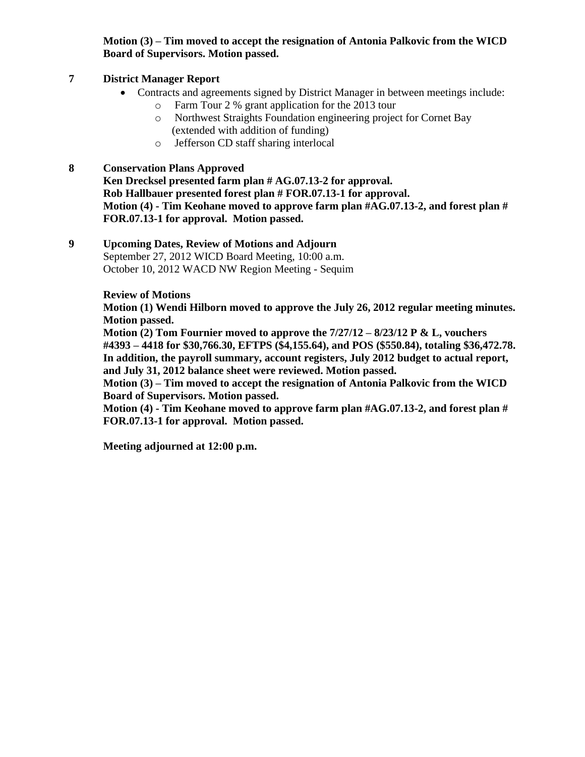**Motion (3) – Tim moved to accept the resignation of Antonia Palkovic from the WICD Board of Supervisors. Motion passed.**

**7 District Manager Report**

- Contracts and agreements signed by District Manager in between meetings include:
  - Farm Tour 2 % grant application for the 2013 tour
  - Northwest Straights Foundation engineering project for Cornet Bay (extended with addition of funding)
  - Jefferson CD staff sharing interlocal

**8 Conservation Plans Approved**

**Ken Drecksel presented farm plan # AG.07.13-2 for approval.**
**Rob Hallbauer presented forest plan # FOR.07.13-1 for approval.**
**Motion (4) - Tim Keohane moved to approve farm plan #AG.07.13-2, and forest plan # FOR.07.13-1 for approval. Motion passed.**

**9 Upcoming Dates, Review of Motions and Adjourn**

September 27, 2012 WICD Board Meeting, 10:00 a.m.
October 10, 2012 WACD NW Region Meeting - Sequim

**Review of Motions**

**Motion (1) Wendi Hilborn moved to approve the July 26, 2012 regular meeting minutes. Motion passed.**
**Motion (2) Tom Fournier moved to approve the 7/27/12 – 8/23/12 P & L, vouchers #4393 – 4418 for $30,766.30, EFTPS ($4,155.64), and POS ($550.84), totaling $36,472.78. In addition, the payroll summary, account registers, July 2012 budget to actual report, and July 31, 2012 balance sheet were reviewed. Motion passed.**
**Motion (3) – Tim moved to accept the resignation of Antonia Palkovic from the WICD Board of Supervisors. Motion passed.**
**Motion (4) - Tim Keohane moved to approve farm plan #AG.07.13-2, and forest plan # FOR.07.13-1 for approval. Motion passed.**

**Meeting adjourned at 12:00 p.m.**